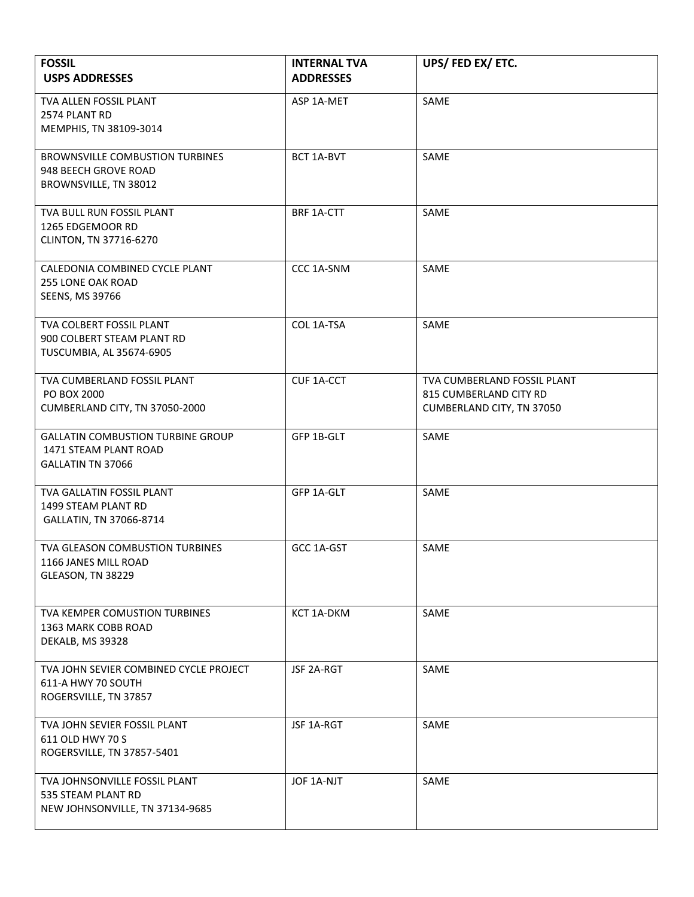| FOSSIL<br>USPS ADDRESSES | INTERNAL TVA ADDRESSES | UPS/ FED EX/ ETC. |
|---|---|---|
| TVA ALLEN FOSSIL PLANT<br>2574 PLANT RD<br>MEMPHIS, TN 38109-3014 | ASP 1A-MET | SAME |
| BROWNSVILLE COMBUSTION TURBINES<br>948 BEECH GROVE ROAD<br>BROWNSVILLE, TN 38012 | BCT 1A-BVT | SAME |
| TVA BULL RUN FOSSIL PLANT<br>1265 EDGEMOOR RD<br>CLINTON, TN 37716-6270 | BRF 1A-CTT | SAME |
| CALEDONIA COMBINED CYCLE PLANT<br>255 LONE OAK ROAD<br>SEENS, MS 39766 | CCC 1A-SNM | SAME |
| TVA COLBERT FOSSIL PLANT<br>900 COLBERT STEAM PLANT RD<br>TUSCUMBIA, AL 35674-6905 | COL 1A-TSA | SAME |
| TVA CUMBERLAND FOSSIL PLANT<br>PO BOX 2000<br>CUMBERLAND CITY, TN 37050-2000 | CUF 1A-CCT | TVA CUMBERLAND FOSSIL PLANT<br>815 CUMBERLAND CITY RD<br>CUMBERLAND CITY, TN 37050 |
| GALLATIN COMBUSTION TURBINE GROUP<br>1471 STEAM PLANT ROAD<br>GALLATIN TN 37066 | GFP 1B-GLT | SAME |
| TVA GALLATIN FOSSIL PLANT<br>1499 STEAM PLANT RD<br>GALLATIN, TN 37066-8714 | GFP 1A-GLT | SAME |
| TVA GLEASON COMBUSTION TURBINES<br>1166 JANES MILL ROAD<br>GLEASON, TN 38229 | GCC 1A-GST | SAME |
| TVA KEMPER COMUSTION TURBINES<br>1363 MARK COBB ROAD<br>DEKALB, MS 39328 | KCT 1A-DKM | SAME |
| TVA JOHN SEVIER COMBINED CYCLE PROJECT<br>611-A HWY 70 SOUTH<br>ROGERSVILLE, TN 37857 | JSF 2A-RGT | SAME |
| TVA JOHN SEVIER FOSSIL PLANT<br>611 OLD HWY 70 S<br>ROGERSVILLE, TN 37857-5401 | JSF 1A-RGT | SAME |
| TVA JOHNSONVILLE FOSSIL PLANT<br>535 STEAM PLANT RD<br>NEW JOHNSONVILLE, TN 37134-9685 | JOF 1A-NJT | SAME |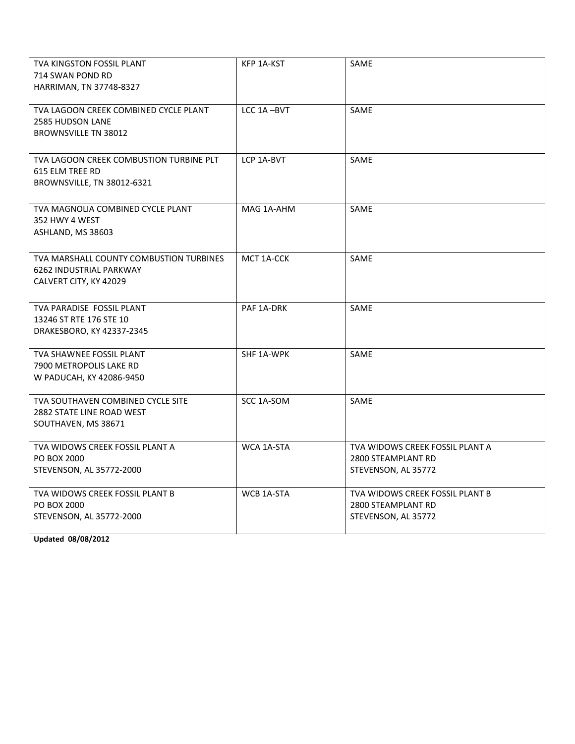| | | |
|---|---|---|
| TVA KINGSTON FOSSIL PLANT<br>714 SWAN POND RD<br>HARRIMAN, TN 37748-8327 | KFP 1A-KST | SAME |
| TVA LAGOON CREEK COMBINED CYCLE PLANT<br>2585 HUDSON LANE<br>BROWNSVILLE TN 38012 | LCC 1A –BVT | SAME |
| TVA LAGOON CREEK COMBUSTION TURBINE PLT<br>615 ELM TREE RD<br>BROWNSVILLE, TN 38012-6321 | LCP 1A-BVT | SAME |
| TVA MAGNOLIA COMBINED CYCLE PLANT<br>352 HWY 4 WEST<br>ASHLAND, MS 38603 | MAG 1A-AHM | SAME |
| TVA MARSHALL COUNTY COMBUSTION TURBINES<br>6262 INDUSTRIAL PARKWAY<br>CALVERT CITY, KY 42029 | MCT 1A-CCK | SAME |
| TVA PARADISE FOSSIL PLANT<br>13246 ST RTE 176 STE 10<br>DRAKESBORO, KY 42337-2345 | PAF 1A-DRK | SAME |
| TVA SHAWNEE FOSSIL PLANT<br>7900 METROPOLIS LAKE RD<br>W PADUCAH, KY 42086-9450 | SHF 1A-WPK | SAME |
| TVA SOUTHAVEN COMBINED CYCLE SITE<br>2882 STATE LINE ROAD WEST<br>SOUTHAVEN, MS 38671 | SCC 1A-SOM | SAME |
| TVA WIDOWS CREEK FOSSIL PLANT A<br>PO BOX 2000<br>STEVENSON, AL 35772-2000 | WCA 1A-STA | TVA WIDOWS CREEK FOSSIL PLANT A<br>2800 STEAMPLANT RD<br>STEVENSON, AL 35772 |
| TVA WIDOWS CREEK FOSSIL PLANT B<br>PO BOX 2000<br>STEVENSON, AL 35772-2000 | WCB 1A-STA | TVA WIDOWS CREEK FOSSIL PLANT B<br>2800 STEAMPLANT RD<br>STEVENSON, AL 35772 |

**Updated 08/08/2012**